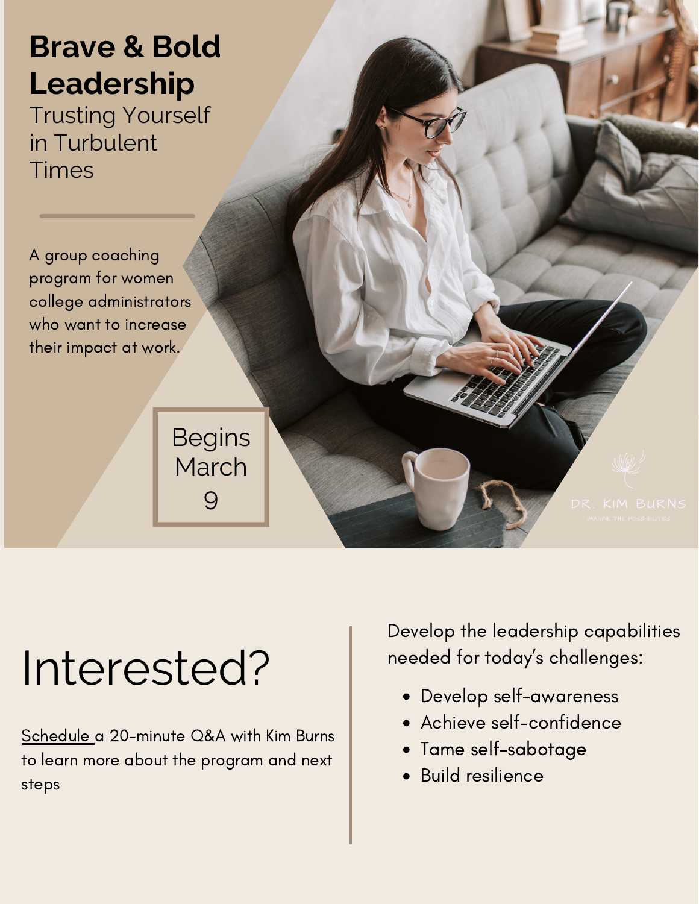# Brave & Bold Leadership

## Trusting Yourself in Turbulent Times

A group coaching program for women college administrators who want to increase their impact at work.

Begins March 9

DR. KIM BURNS

IMAGINE THE POSSIBILITIES

# Interested?

Schedule a 20-minute Q&A with Kim Burns to learn more about the program and next steps

Develop the leadership capabilities needed for today's challenges:

- Develop self-awareness
- Achieve self-confidence
- Tame self-sabotage
- Build resilience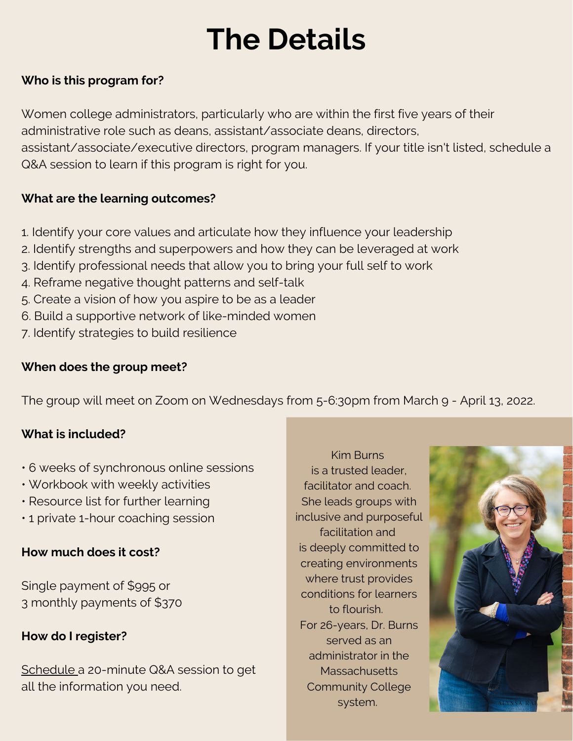# The Details

**Who is this program for?**

Women college administrators, particularly who are within the first five years of their administrative role such as deans, assistant/associate deans, directors, assistant/associate/executive directors, program managers. If your title isn't listed, schedule a Q&A session to learn if this program is right for you.

**What are the learning outcomes?**

1. Identify your core values and articulate how they influence your leadership
2. Identify strengths and superpowers and how they can be leveraged at work
3. Identify professional needs that allow you to bring your full self to work
4. Reframe negative thought patterns and self-talk
5. Create a vision of how you aspire to be as a leader
6. Build a supportive network of like-minded women
7. Identify strategies to build resilience

**When does the group meet?**

The group will meet on Zoom on Wednesdays from 5-6:30pm from March 9 - April 13, 2022.

**What is included?**

- 6 weeks of synchronous online sessions
- Workbook with weekly activities
- Resource list for further learning
- 1 private 1-hour coaching session

**How much does it cost?**

Single payment of $995 or
3 monthly payments of $370

**How do I register?**

Schedule a 20-minute Q&A session to get all the information you need.

Kim Burns is a trusted leader, facilitator and coach. She leads groups with inclusive and purposeful facilitation and is deeply committed to creating environments where trust provides conditions for learners to flourish. For 26-years, Dr. Burns served as an administrator in the Massachusetts Community College system.